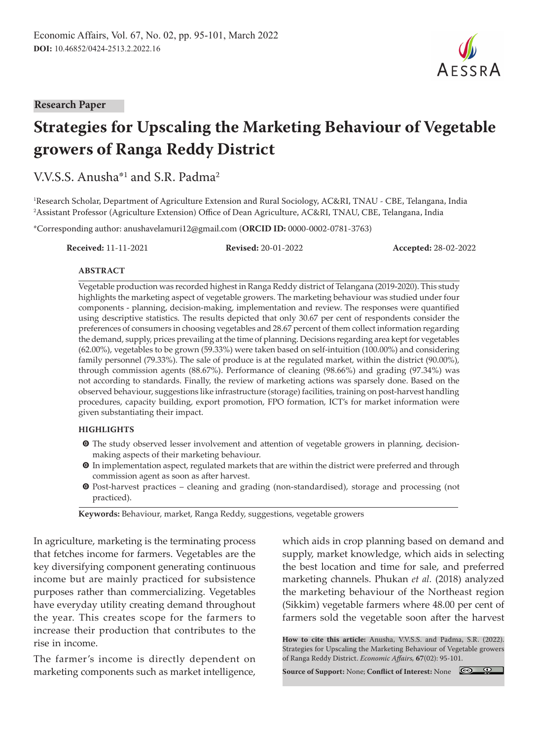Research Paper

# Strategies for Upscaling the Marketing Behaviour of Vegetable growers of Ranga Reddy District

V.V.S.S. Anusha*[1] and S.R. Padma[2]

[1]Research Scholar, Department of Agriculture Extension and Rural Sociology, AC&RI, TNAU - CBE, Telangana, India
[2]Assistant Professor (Agriculture Extension) Office of Dean Agriculture, AC&RI, TNAU, CBE, Telangana, India

*Corresponding author: anushavelamuri12@gmail.com (**ORCID ID:** 0000-0002-0781-3763)

**Received:** 11-11-2021 **Revised:** 20-01-2022 **Accepted:** 28-02-2022

## ABSTRACT

Vegetable production was recorded highest in Ranga Reddy district of Telangana (2019-2020). This study highlights the marketing aspect of vegetable growers. The marketing behaviour was studied under four components - planning, decision-making, implementation and review. The responses were quantified using descriptive statistics. The results depicted that only 30.67 per cent of respondents consider the preferences of consumers in choosing vegetables and 28.67 percent of them collect information regarding the demand, supply, prices prevailing at the time of planning. Decisions regarding area kept for vegetables (62.00%), vegetables to be grown (59.33%) were taken based on self-intuition (100.00%) and considering family personnel (79.33%). The sale of produce is at the regulated market, within the district (90.00%), through commission agents (88.67%). Performance of cleaning (98.66%) and grading (97.34%) was not according to standards. Finally, the review of marketing actions was sparsely done. Based on the observed behaviour, suggestions like infrastructure (storage) facilities, training on post-harvest handling procedures, capacity building, export promotion, FPO formation, ICT's for market information were given substantiating their impact.

## HIGHLIGHTS

- The study observed lesser involvement and attention of vegetable growers in planning, decision-making aspects of their marketing behaviour.
- In implementation aspect, regulated markets that are within the district were preferred and through commission agent as soon as after harvest.
- Post-harvest practices – cleaning and grading (non-standardised), storage and processing (not practiced).

**Keywords:** Behaviour, market, Ranga Reddy, suggestions, vegetable growers

In agriculture, marketing is the terminating process that fetches income for farmers. Vegetables are the key diversifying component generating continuous income but are mainly practiced for subsistence purposes rather than commercializing. Vegetables have everyday utility creating demand throughout the year. This creates scope for the farmers to increase their production that contributes to the rise in income.

The farmer's income is directly dependent on marketing components such as market intelligence, which aids in crop planning based on demand and supply, market knowledge, which aids in selecting the best location and time for sale, and preferred marketing channels. Phukan *et al.* (2018) analyzed the marketing behaviour of the Northeast region (Sikkim) vegetable farmers where 48.00 per cent of farmers sold the vegetable soon after the harvest

**How to cite this article:** Anusha, V.V.S.S. and Padma, S.R. (2022). Strategies for Upscaling the Marketing Behaviour of Vegetable growers of Ranga Reddy District. *Economic Affairs*, **67**(02): 95-101.

**Source of Support:** None; **Conflict of Interest:** None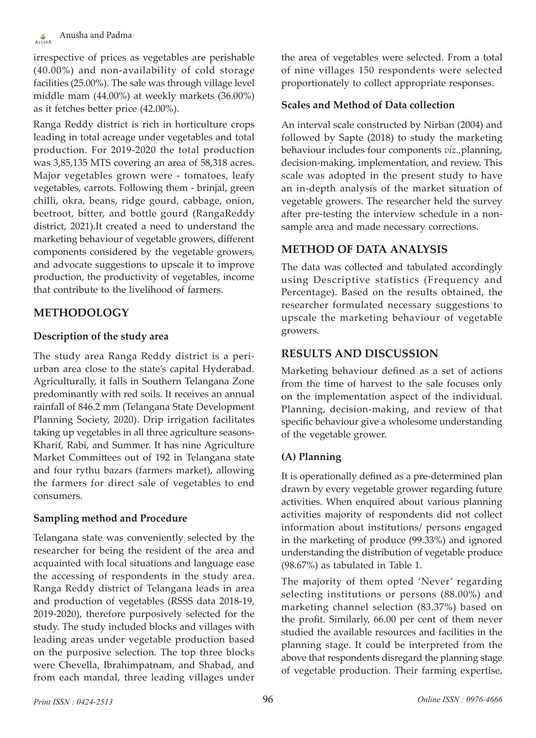irrespective of prices as vegetables are perishable (40.00%) and non-availability of cold storage facilities (25.00%). The sale was through village level middle mam (44.00%) at weekly markets (36.00%) as it fetches better price (42.00%).

Ranga Reddy district is rich in horticulture crops leading in total acreage under vegetables and total production. For 2019-2020 the total production was 3,85,135 MTS covering an area of 58,318 acres. Major vegetables grown were - tomatoes, leafy vegetables, carrots. Following them - brinjal, green chilli, okra, beans, ridge gourd, cabbage, onion, beetroot, bitter, and bottle gourd (RangaReddy district, 2021).It created a need to understand the marketing behaviour of vegetable growers, different components considered by the vegetable growers, and advocate suggestions to upscale it to improve production, the productivity of vegetables, income that contribute to the livelihood of farmers.

## METHODOLOGY

### Description of the study area

The study area Ranga Reddy district is a peri-urban area close to the state's capital Hyderabad. Agriculturally, it falls in Southern Telangana Zone predominantly with red soils. It receives an annual rainfall of 846.2 mm (Telangana State Development Planning Society, 2020). Drip irrigation facilitates taking up vegetables in all three agriculture seasons-Kharif, Rabi, and Summer. It has nine Agriculture Market Committees out of 192 in Telangana state and four rythu bazars (farmers market), allowing the farmers for direct sale of vegetables to end consumers.

### Sampling method and Procedure

Telangana state was conveniently selected by the researcher for being the resident of the area and acquainted with local situations and language ease the accessing of respondents in the study area. Ranga Reddy district of Telangana leads in area and production of vegetables (RSSS data 2018-19, 2019-2020), therefore purposively selected for the study. The study included blocks and villages with leading areas under vegetable production based on the purposive selection. The top three blocks were Chevella, Ibrahimpatnam, and Shabad, and from each mandal, three leading villages under the area of vegetables were selected. From a total of nine villages 150 respondents were selected proportionately to collect appropriate responses.

### Scales and Method of Data collection

An interval scale constructed by Nirban (2004) and followed by Sapte (2018) to study the marketing behaviour includes four components *viz.,*planning, decision-making, implementation, and review. This scale was adopted in the present study to have an in-depth analysis of the market situation of vegetable growers. The researcher held the survey after pre-testing the interview schedule in a non-sample area and made necessary corrections.

## METHOD OF DATA ANALYSIS

The data was collected and tabulated accordingly using Descriptive statistics (Frequency and Percentage). Based on the results obtained, the researcher formulated necessary suggestions to upscale the marketing behaviour of vegetable growers.

## RESULTS AND DISCUSSION

Marketing behaviour defined as a set of actions from the time of harvest to the sale focuses only on the implementation aspect of the individual. Planning, decision-making, and review of that specific behaviour give a wholesome understanding of the vegetable grower.

### (A) Planning

It is operationally defined as a pre-determined plan drawn by every vegetable grower regarding future activities. When enquired about various planning activities majority of respondents did not collect information about institutions/ persons engaged in the marketing of produce (99.33%) and ignored understanding the distribution of vegetable produce (98.67%) as tabulated in Table 1.

The majority of them opted 'Never' regarding selecting institutions or persons (88.00%) and marketing channel selection (83.37%) based on the profit. Similarly, 66.00 per cent of them never studied the available resources and facilities in the planning stage. It could be interpreted from the above that respondents disregard the planning stage of vegetable production. Their farming expertise,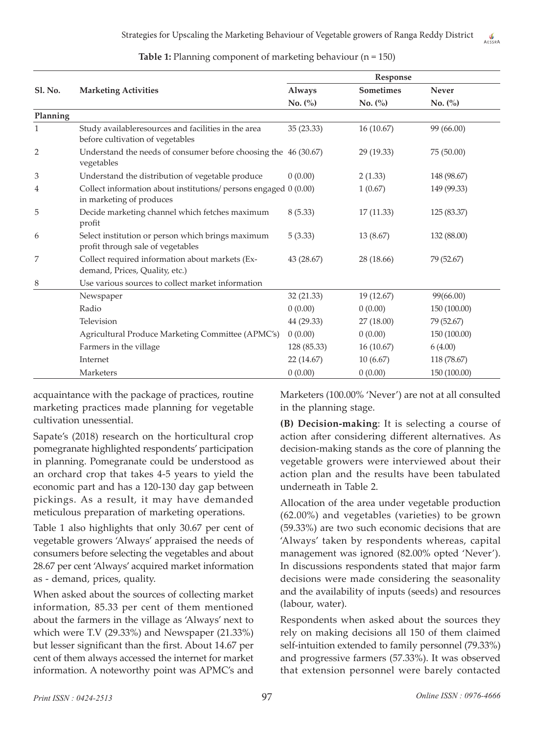**Table 1:** Planning component of marketing behaviour (n = 150)

| Sl. No. | Marketing Activities | Response | | |
|---|---|---|---|---|
| | | Always No. (%) | Sometimes No. (%) | Never No. (%) |
| **Planning** | | | | |
| 1 | Study availableresources and facilities in the area before cultivation of vegetables | 35 (23.33) | 16 (10.67) | 99 (66.00) |
| 2 | Understand the needs of consumer before choosing the vegetables | 46 (30.67) | 29 (19.33) | 75 (50.00) |
| 3 | Understand the distribution of vegetable produce | 0 (0.00) | 2 (1.33) | 148 (98.67) |
| 4 | Collect information about institutions/ persons engaged in marketing of produces | 0 (0.00) | 1 (0.67) | 149 (99.33) |
| 5 | Decide marketing channel which fetches maximum profit | 8 (5.33) | 17 (11.33) | 125 (83.37) |
| 6 | Select institution or person which brings maximum profit through sale of vegetables | 5 (3.33) | 13 (8.67) | 132 (88.00) |
| 7 | Collect required information about markets (Ex- demand, Prices, Quality, etc.) | 43 (28.67) | 28 (18.66) | 79 (52.67) |
| 8 | Use various sources to collect market information | | | |
| | Newspaper | 32 (21.33) | 19 (12.67) | 99(66.00) |
| | Radio | 0 (0.00) | 0 (0.00) | 150 (100.00) |
| | Television | 44 (29.33) | 27 (18.00) | 79 (52.67) |
| | Agricultural Produce Marketing Committee (APMC's) | 0 (0.00) | 0 (0.00) | 150 (100.00) |
| | Farmers in the village | 128 (85.33) | 16 (10.67) | 6 (4.00) |
| | Internet | 22 (14.67) | 10 (6.67) | 118 (78.67) |
| | Marketers | 0 (0.00) | 0 (0.00) | 150 (100.00) |

acquaintance with the package of practices, routine marketing practices made planning for vegetable cultivation unessential.

Sapate's (2018) research on the horticultural crop pomegranate highlighted respondents' participation in planning. Pomegranate could be understood as an orchard crop that takes 4-5 years to yield the economic part and has a 120-130 day gap between pickings. As a result, it may have demanded meticulous preparation of marketing operations.

Table 1 also highlights that only 30.67 per cent of vegetable growers 'Always' appraised the needs of consumers before selecting the vegetables and about 28.67 per cent 'Always' acquired market information as - demand, prices, quality.

When asked about the sources of collecting market information, 85.33 per cent of them mentioned about the farmers in the village as 'Always' next to which were T.V (29.33%) and Newspaper (21.33%) but lesser significant than the first. About 14.67 per cent of them always accessed the internet for market information. A noteworthy point was APMC's and Marketers (100.00% 'Never') are not at all consulted in the planning stage.

**(B) Decision-making**: It is selecting a course of action after considering different alternatives. As decision-making stands as the core of planning the vegetable growers were interviewed about their action plan and the results have been tabulated underneath in Table 2.

Allocation of the area under vegetable production (62.00%) and vegetables (varieties) to be grown (59.33%) are two such economic decisions that are 'Always' taken by respondents whereas, capital management was ignored (82.00% opted 'Never'). In discussions respondents stated that major farm decisions were made considering the seasonality and the availability of inputs (seeds) and resources (labour, water).

Respondents when asked about the sources they rely on making decisions all 150 of them claimed self-intuition extended to family personnel (79.33%) and progressive farmers (57.33%). It was observed that extension personnel were barely contacted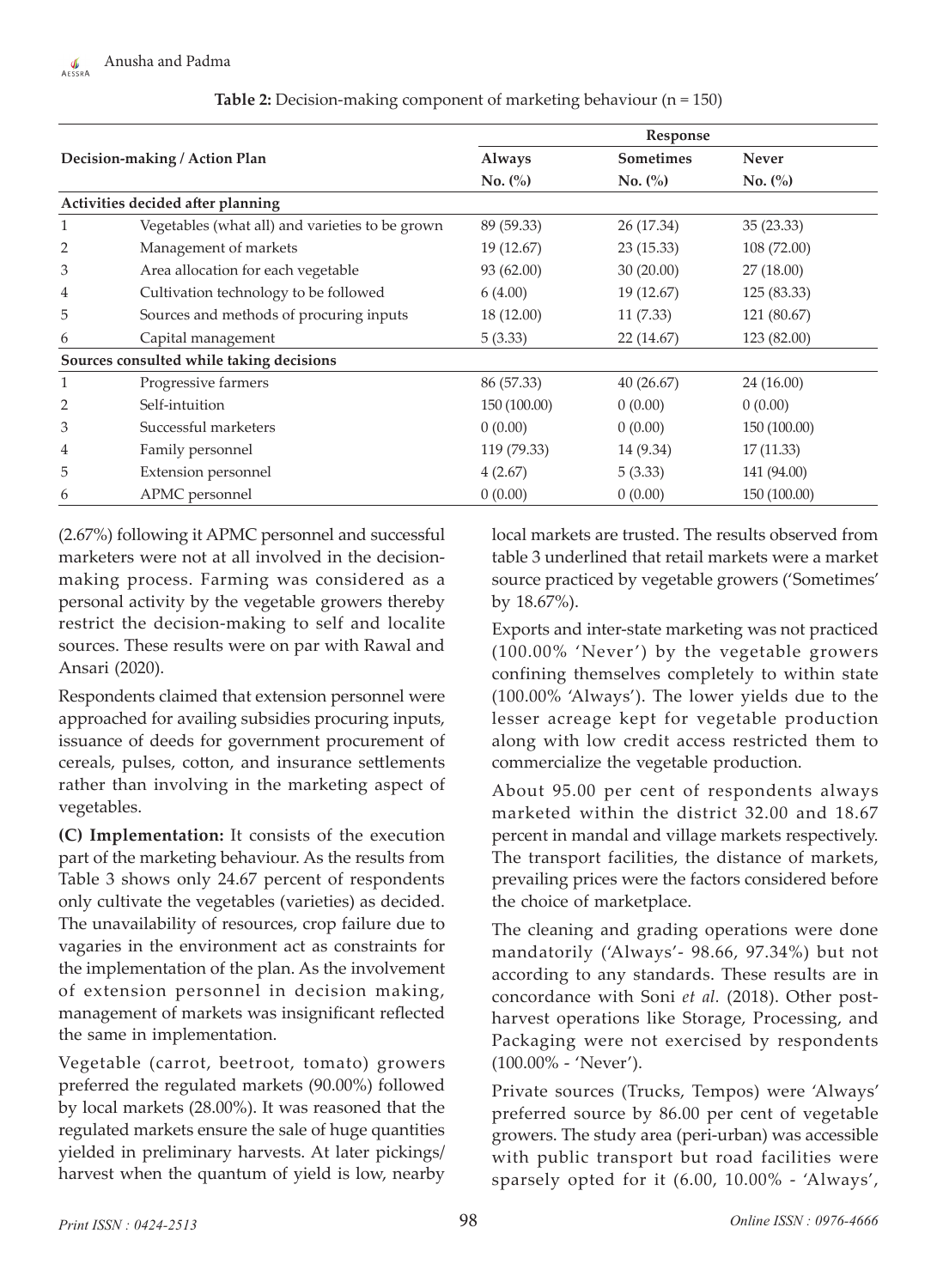**Table 2:** Decision-making component of marketing behaviour (n = 150)

| Decision-making / Action Plan | | Response | | |
|---|---|---|---|---|
| | | Always | Sometimes | Never |
| | | No. (%) | No. (%) | No. (%) |
| **Activities decided after planning** | | | | |
| 1 | Vegetables (what all) and varieties to be grown | 89 (59.33) | 26 (17.34) | 35 (23.33) |
| 2 | Management of markets | 19 (12.67) | 23 (15.33) | 108 (72.00) |
| 3 | Area allocation for each vegetable | 93 (62.00) | 30 (20.00) | 27 (18.00) |
| 4 | Cultivation technology to be followed | 6 (4.00) | 19 (12.67) | 125 (83.33) |
| 5 | Sources and methods of procuring inputs | 18 (12.00) | 11 (7.33) | 121 (80.67) |
| 6 | Capital management | 5 (3.33) | 22 (14.67) | 123 (82.00) |
| **Sources consulted while taking decisions** | | | | |
| 1 | Progressive farmers | 86 (57.33) | 40 (26.67) | 24 (16.00) |
| 2 | Self-intuition | 150 (100.00) | 0 (0.00) | 0 (0.00) |
| 3 | Successful marketers | 0 (0.00) | 0 (0.00) | 150 (100.00) |
| 4 | Family personnel | 119 (79.33) | 14 (9.34) | 17 (11.33) |
| 5 | Extension personnel | 4 (2.67) | 5 (3.33) | 141 (94.00) |
| 6 | APMC personnel | 0 (0.00) | 0 (0.00) | 150 (100.00) |

(2.67%) following it APMC personnel and successful marketers were not at all involved in the decision-making process. Farming was considered as a personal activity by the vegetable growers thereby restrict the decision-making to self and localite sources. These results were on par with Rawal and Ansari (2020).

Respondents claimed that extension personnel were approached for availing subsidies procuring inputs, issuance of deeds for government procurement of cereals, pulses, cotton, and insurance settlements rather than involving in the marketing aspect of vegetables.

**(C) Implementation:** It consists of the execution part of the marketing behaviour. As the results from Table 3 shows only 24.67 percent of respondents only cultivate the vegetables (varieties) as decided. The unavailability of resources, crop failure due to vagaries in the environment act as constraints for the implementation of the plan. As the involvement of extension personnel in decision making, management of markets was insignificant reflected the same in implementation.

Vegetable (carrot, beetroot, tomato) growers preferred the regulated markets (90.00%) followed by local markets (28.00%). It was reasoned that the regulated markets ensure the sale of huge quantities yielded in preliminary harvests. At later pickings/ harvest when the quantum of yield is low, nearby local markets are trusted. The results observed from table 3 underlined that retail markets were a market source practiced by vegetable growers ('Sometimes' by 18.67%).

Exports and inter-state marketing was not practiced (100.00% 'Never') by the vegetable growers confining themselves completely to within state (100.00% 'Always'). The lower yields due to the lesser acreage kept for vegetable production along with low credit access restricted them to commercialize the vegetable production.

About 95.00 per cent of respondents always marketed within the district 32.00 and 18.67 percent in mandal and village markets respectively. The transport facilities, the distance of markets, prevailing prices were the factors considered before the choice of marketplace.

The cleaning and grading operations were done mandatorily ('Always'- 98.66, 97.34%) but not according to any standards. These results are in concordance with Soni *et al.* (2018). Other post-harvest operations like Storage, Processing, and Packaging were not exercised by respondents (100.00% - 'Never').

Private sources (Trucks, Tempos) were 'Always' preferred source by 86.00 per cent of vegetable growers. The study area (peri-urban) was accessible with public transport but road facilities were sparsely opted for it (6.00, 10.00% - 'Always',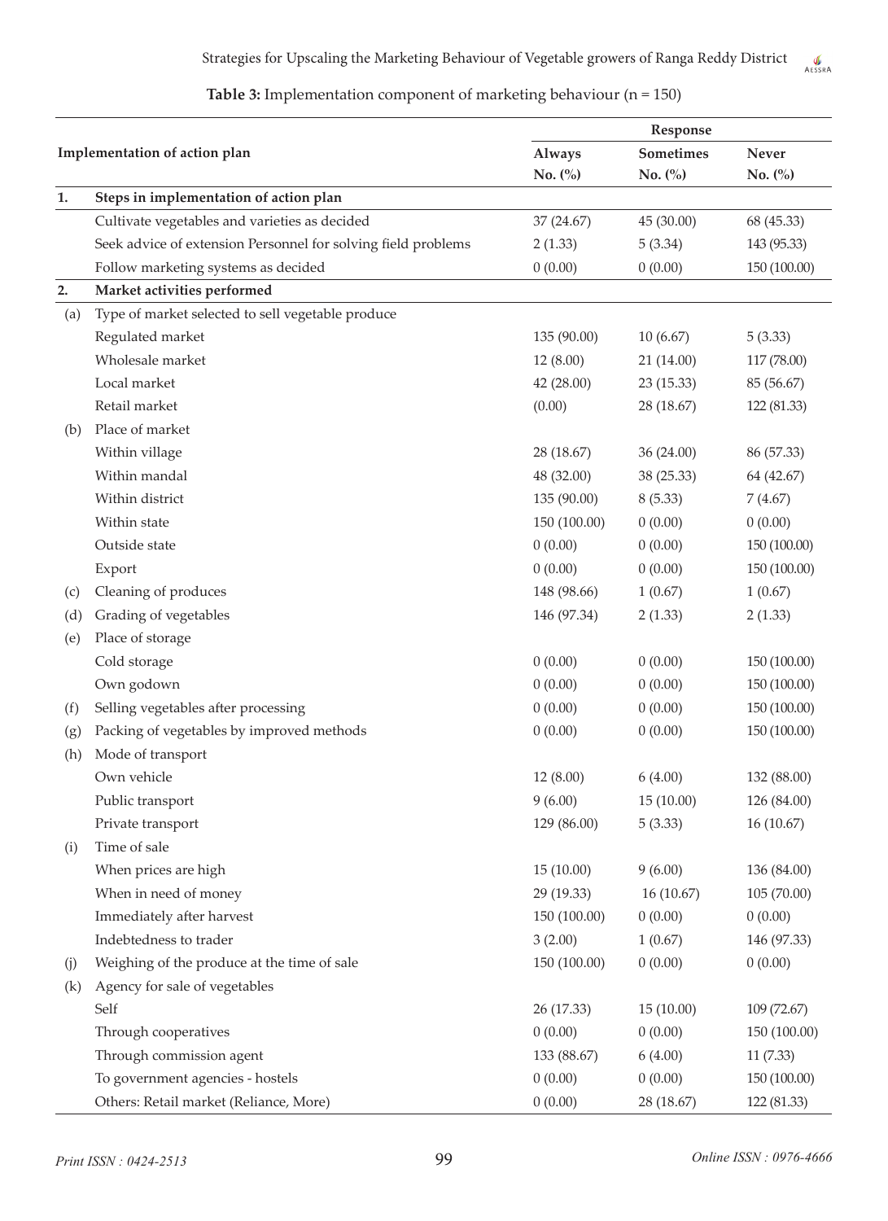**Table 3:** Implementation component of marketing behaviour (n = 150)

| | Implementation of action plan | Response | | |
|---|---|---|---|---|
| | | Always No. (%) | Sometimes No. (%) | Never No. (%) |
| **1.** | **Steps in implementation of action plan** | | | |
| | Cultivate vegetables and varieties as decided | 37 (24.67) | 45 (30.00) | 68 (45.33) |
| | Seek advice of extension Personnel for solving field problems | 2 (1.33) | 5 (3.34) | 143 (95.33) |
| | Follow marketing systems as decided | 0 (0.00) | 0 (0.00) | 150 (100.00) |
| **2.** | **Market activities performed** | | | |
| (a) | Type of market selected to sell vegetable produce | | | |
| | Regulated market | 135 (90.00) | 10 (6.67) | 5 (3.33) |
| | Wholesale market | 12 (8.00) | 21 (14.00) | 117 (78.00) |
| | Local market | 42 (28.00) | 23 (15.33) | 85 (56.67) |
| | Retail market | (0.00) | 28 (18.67) | 122 (81.33) |
| (b) | Place of market | | | |
| | Within village | 28 (18.67) | 36 (24.00) | 86 (57.33) |
| | Within mandal | 48 (32.00) | 38 (25.33) | 64 (42.67) |
| | Within district | 135 (90.00) | 8 (5.33) | 7 (4.67) |
| | Within state | 150 (100.00) | 0 (0.00) | 0 (0.00) |
| | Outside state | 0 (0.00) | 0 (0.00) | 150 (100.00) |
| | Export | 0 (0.00) | 0 (0.00) | 150 (100.00) |
| (c) | Cleaning of produces | 148 (98.66) | 1 (0.67) | 1 (0.67) |
| (d) | Grading of vegetables | 146 (97.34) | 2 (1.33) | 2 (1.33) |
| (e) | Place of storage | | | |
| | Cold storage | 0 (0.00) | 0 (0.00) | 150 (100.00) |
| | Own godown | 0 (0.00) | 0 (0.00) | 150 (100.00) |
| (f) | Selling vegetables after processing | 0 (0.00) | 0 (0.00) | 150 (100.00) |
| (g) | Packing of vegetables by improved methods | 0 (0.00) | 0 (0.00) | 150 (100.00) |
| (h) | Mode of transport | | | |
| | Own vehicle | 12 (8.00) | 6 (4.00) | 132 (88.00) |
| | Public transport | 9 (6.00) | 15 (10.00) | 126 (84.00) |
| | Private transport | 129 (86.00) | 5 (3.33) | 16 (10.67) |
| (i) | Time of sale | | | |
| | When prices are high | 15 (10.00) | 9 (6.00) | 136 (84.00) |
| | When in need of money | 29 (19.33) | 16 (10.67) | 105 (70.00) |
| | Immediately after harvest | 150 (100.00) | 0 (0.00) | 0 (0.00) |
| | Indebtedness to trader | 3 (2.00) | 1 (0.67) | 146 (97.33) |
| (j) | Weighing of the produce at the time of sale | 150 (100.00) | 0 (0.00) | 0 (0.00) |
| (k) | Agency for sale of vegetables | | | |
| | Self | 26 (17.33) | 15 (10.00) | 109 (72.67) |
| | Through cooperatives | 0 (0.00) | 0 (0.00) | 150 (100.00) |
| | Through commission agent | 133 (88.67) | 6 (4.00) | 11 (7.33) |
| | To government agencies - hostels | 0 (0.00) | 0 (0.00) | 150 (100.00) |
| | Others: Retail market (Reliance, More) | 0 (0.00) | 28 (18.67) | 122 (81.33) |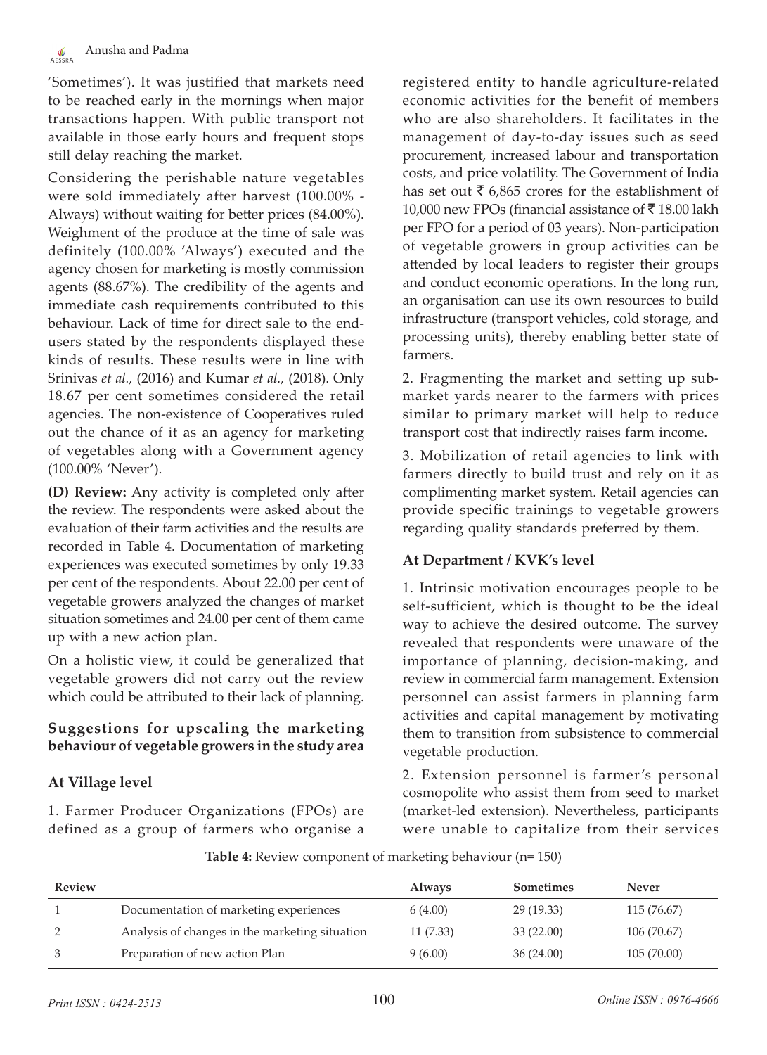'Sometimes'). It was justified that markets need to be reached early in the mornings when major transactions happen. With public transport not available in those early hours and frequent stops still delay reaching the market.

Considering the perishable nature vegetables were sold immediately after harvest (100.00% - Always) without waiting for better prices (84.00%). Weighment of the produce at the time of sale was definitely (100.00% 'Always') executed and the agency chosen for marketing is mostly commission agents (88.67%). The credibility of the agents and immediate cash requirements contributed to this behaviour. Lack of time for direct sale to the end-users stated by the respondents displayed these kinds of results. These results were in line with Srinivas *et al.,* (2016) and Kumar *et al.,* (2018). Only 18.67 per cent sometimes considered the retail agencies. The non-existence of Cooperatives ruled out the chance of it as an agency for marketing of vegetables along with a Government agency (100.00% 'Never').

**(D) Review:** Any activity is completed only after the review. The respondents were asked about the evaluation of their farm activities and the results are recorded in Table 4. Documentation of marketing experiences was executed sometimes by only 19.33 per cent of the respondents. About 22.00 per cent of vegetable growers analyzed the changes of market situation sometimes and 24.00 per cent of them came up with a new action plan.

On a holistic view, it could be generalized that vegetable growers did not carry out the review which could be attributed to their lack of planning.

### Suggestions for upscaling the marketing behaviour of vegetable growers in the study area

### At Village level

1. Farmer Producer Organizations (FPOs) are defined as a group of farmers who organise a registered entity to handle agriculture-related economic activities for the benefit of members who are also shareholders. It facilitates in the management of day-to-day issues such as seed procurement, increased labour and transportation costs, and price volatility. The Government of India has set out ₹ 6,865 crores for the establishment of 10,000 new FPOs (financial assistance of ₹ 18.00 lakh per FPO for a period of 03 years). Non-participation of vegetable growers in group activities can be attended by local leaders to register their groups and conduct economic operations. In the long run, an organisation can use its own resources to build infrastructure (transport vehicles, cold storage, and processing units), thereby enabling better state of farmers.

2. Fragmenting the market and setting up sub-market yards nearer to the farmers with prices similar to primary market will help to reduce transport cost that indirectly raises farm income.

3. Mobilization of retail agencies to link with farmers directly to build trust and rely on it as complimenting market system. Retail agencies can provide specific trainings to vegetable growers regarding quality standards preferred by them.

### At Department / KVK's level

1. Intrinsic motivation encourages people to be self-sufficient, which is thought to be the ideal way to achieve the desired outcome. The survey revealed that respondents were unaware of the importance of planning, decision-making, and review in commercial farm management. Extension personnel can assist farmers in planning farm activities and capital management by motivating them to transition from subsistence to commercial vegetable production.

2. Extension personnel is farmer's personal cosmopolite who assist them from seed to market (market-led extension). Nevertheless, participants were unable to capitalize from their services

**Table 4:** Review component of marketing behaviour (n= 150)

| Review | | Always | Sometimes | Never |
|---|---|---|---|---|
| 1 | Documentation of marketing experiences | 6 (4.00) | 29 (19.33) | 115 (76.67) |
| 2 | Analysis of changes in the marketing situation | 11 (7.33) | 33 (22.00) | 106 (70.67) |
| 3 | Preparation of new action Plan | 9 (6.00) | 36 (24.00) | 105 (70.00) |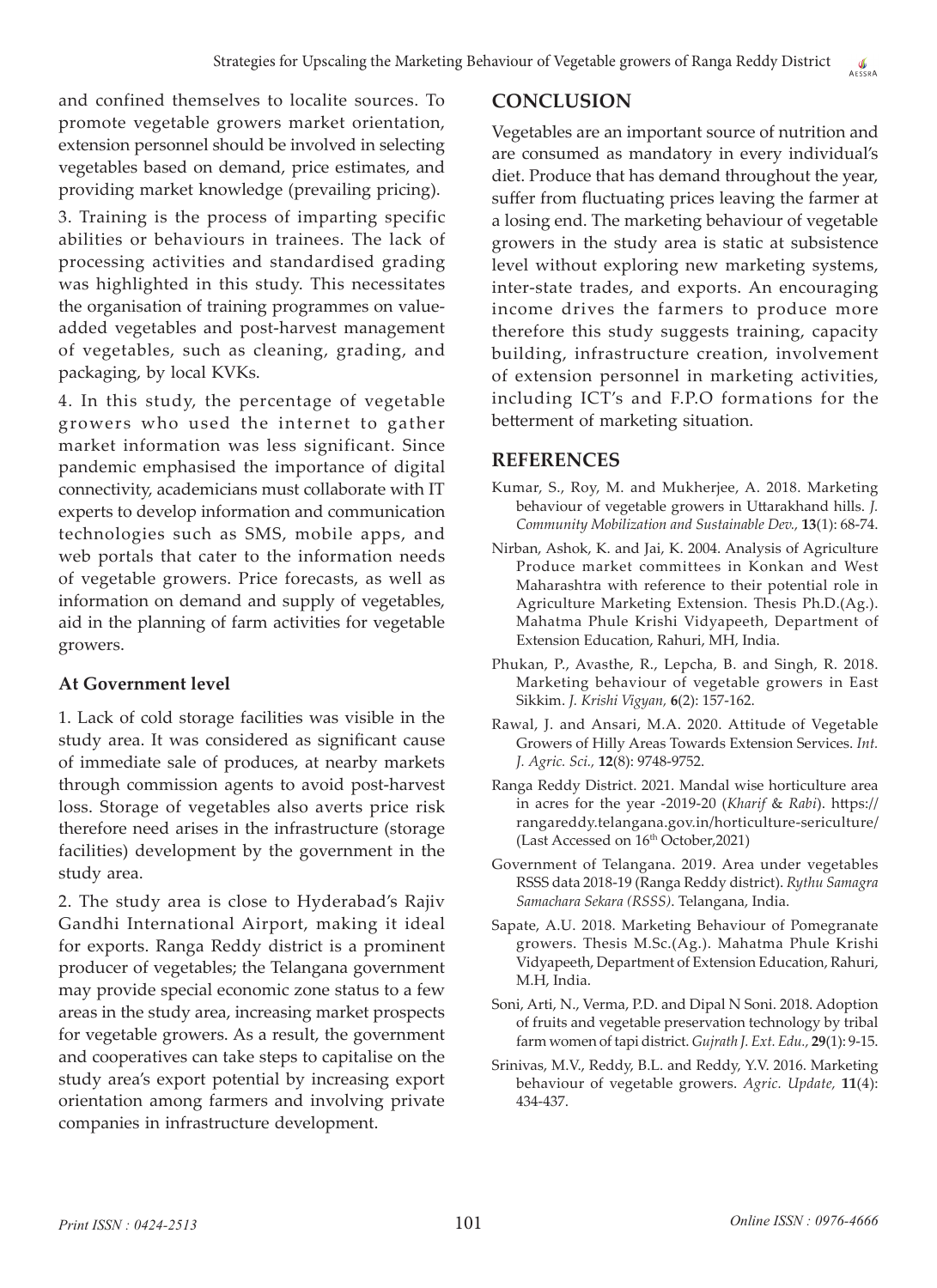and confined themselves to localite sources. To promote vegetable growers market orientation, extension personnel should be involved in selecting vegetables based on demand, price estimates, and providing market knowledge (prevailing pricing).

3. Training is the process of imparting specific abilities or behaviours in trainees. The lack of processing activities and standardised grading was highlighted in this study. This necessitates the organisation of training programmes on value-added vegetables and post-harvest management of vegetables, such as cleaning, grading, and packaging, by local KVKs.

4. In this study, the percentage of vegetable growers who used the internet to gather market information was less significant. Since pandemic emphasised the importance of digital connectivity, academicians must collaborate with IT experts to develop information and communication technologies such as SMS, mobile apps, and web portals that cater to the information needs of vegetable growers. Price forecasts, as well as information on demand and supply of vegetables, aid in the planning of farm activities for vegetable growers.

### At Government level

1. Lack of cold storage facilities was visible in the study area. It was considered as significant cause of immediate sale of produces, at nearby markets through commission agents to avoid post-harvest loss. Storage of vegetables also averts price risk therefore need arises in the infrastructure (storage facilities) development by the government in the study area.

2. The study area is close to Hyderabad's Rajiv Gandhi International Airport, making it ideal for exports. Ranga Reddy district is a prominent producer of vegetables; the Telangana government may provide special economic zone status to a few areas in the study area, increasing market prospects for vegetable growers. As a result, the government and cooperatives can take steps to capitalise on the study area's export potential by increasing export orientation among farmers and involving private companies in infrastructure development.

## CONCLUSION

Vegetables are an important source of nutrition and are consumed as mandatory in every individual's diet. Produce that has demand throughout the year, suffer from fluctuating prices leaving the farmer at a losing end. The marketing behaviour of vegetable growers in the study area is static at subsistence level without exploring new marketing systems, inter-state trades, and exports. An encouraging income drives the farmers to produce more therefore this study suggests training, capacity building, infrastructure creation, involvement of extension personnel in marketing activities, including ICT's and F.P.O formations for the betterment of marketing situation.

## REFERENCES

Kumar, S., Roy, M. and Mukherjee, A. 2018. Marketing behaviour of vegetable growers in Uttarakhand hills. *J. Community Mobilization and Sustainable Dev.*, **13**(1): 68-74.

Nirban, Ashok, K. and Jai, K. 2004. Analysis of Agriculture Produce market committees in Konkan and West Maharashtra with reference to their potential role in Agriculture Marketing Extension. Thesis Ph.D.(Ag.). Mahatma Phule Krishi Vidyapeeth, Department of Extension Education, Rahuri, MH, India.

Phukan, P., Avasthe, R., Lepcha, B. and Singh, R. 2018. Marketing behaviour of vegetable growers in East Sikkim. *J. Krishi Vigyan,* **6**(2): 157-162.

Rawal, J. and Ansari, M.A. 2020. Attitude of Vegetable Growers of Hilly Areas Towards Extension Services. *Int. J. Agric. Sci.,* **12**(8): 9748-9752.

Ranga Reddy District. 2021. Mandal wise horticulture area in acres for the year -2019-20 (*Kharif* & *Rabi*). https://rangareddy.telangana.gov.in/horticulture-sericulture/ (Last Accessed on 16th October,2021)

Government of Telangana. 2019. Area under vegetables RSSS data 2018-19 (Ranga Reddy district). *Rythu Samagra Samachara Sekara (RSSS).* Telangana, India.

Sapate, A.U. 2018. Marketing Behaviour of Pomegranate growers. Thesis M.Sc.(Ag.). Mahatma Phule Krishi Vidyapeeth, Department of Extension Education, Rahuri, M.H, India.

Soni, Arti, N., Verma, P.D. and Dipal N Soni. 2018. Adoption of fruits and vegetable preservation technology by tribal farm women of tapi district. *Gujrath J. Ext. Edu.,* **29**(1): 9-15.

Srinivas, M.V., Reddy, B.L. and Reddy, Y.V. 2016. Marketing behaviour of vegetable growers. *Agric. Update,* **11**(4): 434-437.